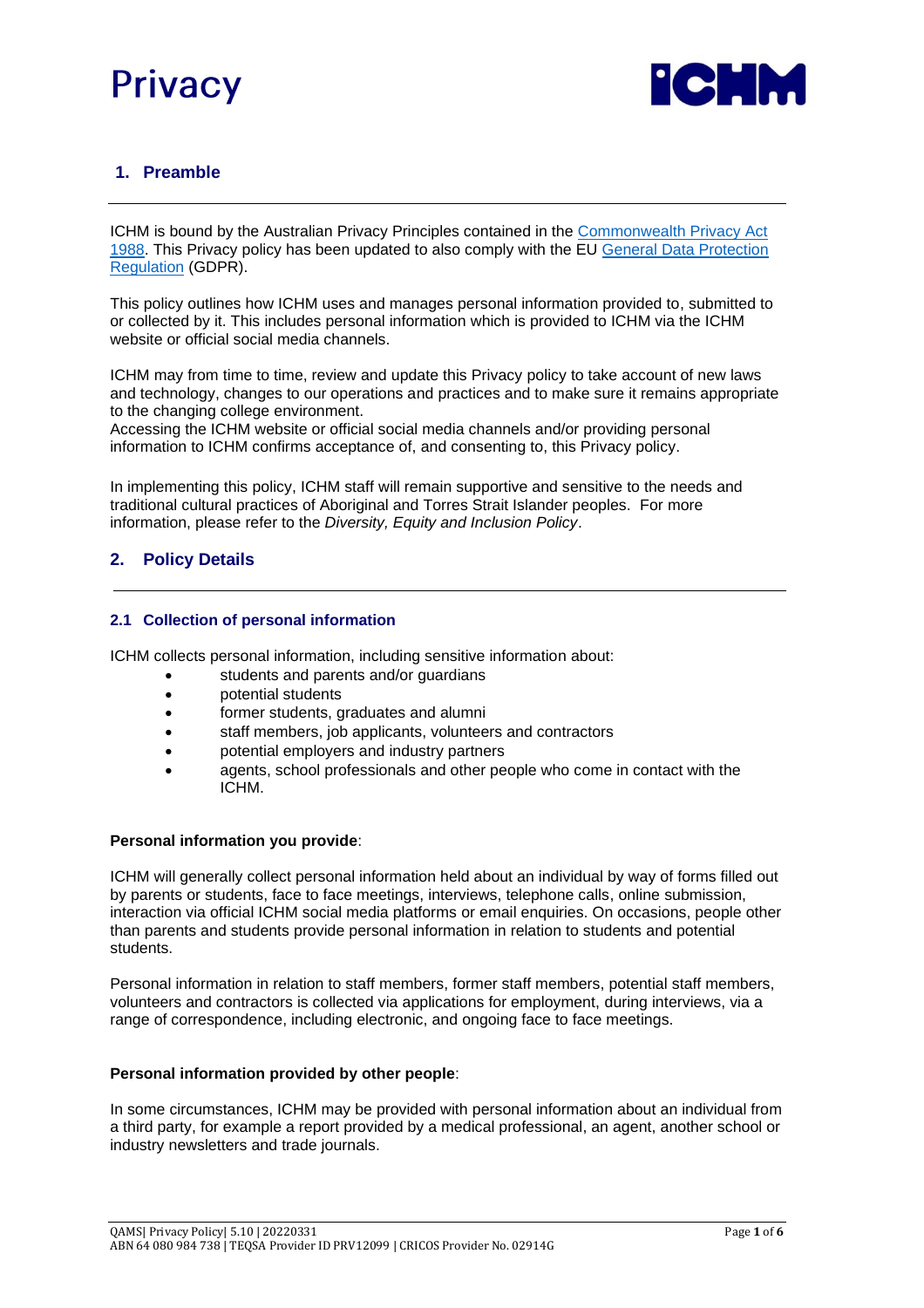# Privacy

## 1. Preamble

ICHM is bound by the Australian Privacy Principles contained in the [Commonwealth Privacy Act 1988](). This Privacy policy has been updated to also comply with the EU [General Data Protection Regulation]() (GDPR).

This policy outlines how ICHM uses and manages personal information provided to, submitted to or collected by it. This includes personal information which is provided to ICHM via the ICHM website or official social media channels.

ICHM may from time to time, review and update this Privacy policy to take account of new laws and technology, changes to our operations and practices and to make sure it remains appropriate to the changing college environment.
Accessing the ICHM website or official social media channels and/or providing personal information to ICHM confirms acceptance of, and consenting to, this Privacy policy.

In implementing this policy, ICHM staff will remain supportive and sensitive to the needs and traditional cultural practices of Aboriginal and Torres Strait Islander peoples. For more information, please refer to the *Diversity, Equity and Inclusion Policy*.

## 2. Policy Details

### 2.1 Collection of personal information

ICHM collects personal information, including sensitive information about:

- students and parents and/or guardians
- potential students
- former students, graduates and alumni
- staff members, job applicants, volunteers and contractors
- potential employers and industry partners
- agents, school professionals and other people who come in contact with the ICHM.

**Personal information you provide**:

ICHM will generally collect personal information held about an individual by way of forms filled out by parents or students, face to face meetings, interviews, telephone calls, online submission, interaction via official ICHM social media platforms or email enquiries. On occasions, people other than parents and students provide personal information in relation to students and potential students.

Personal information in relation to staff members, former staff members, potential staff members, volunteers and contractors is collected via applications for employment, during interviews, via a range of correspondence, including electronic, and ongoing face to face meetings.

**Personal information provided by other people**:

In some circumstances, ICHM may be provided with personal information about an individual from a third party, for example a report provided by a medical professional, an agent, another school or industry newsletters and trade journals.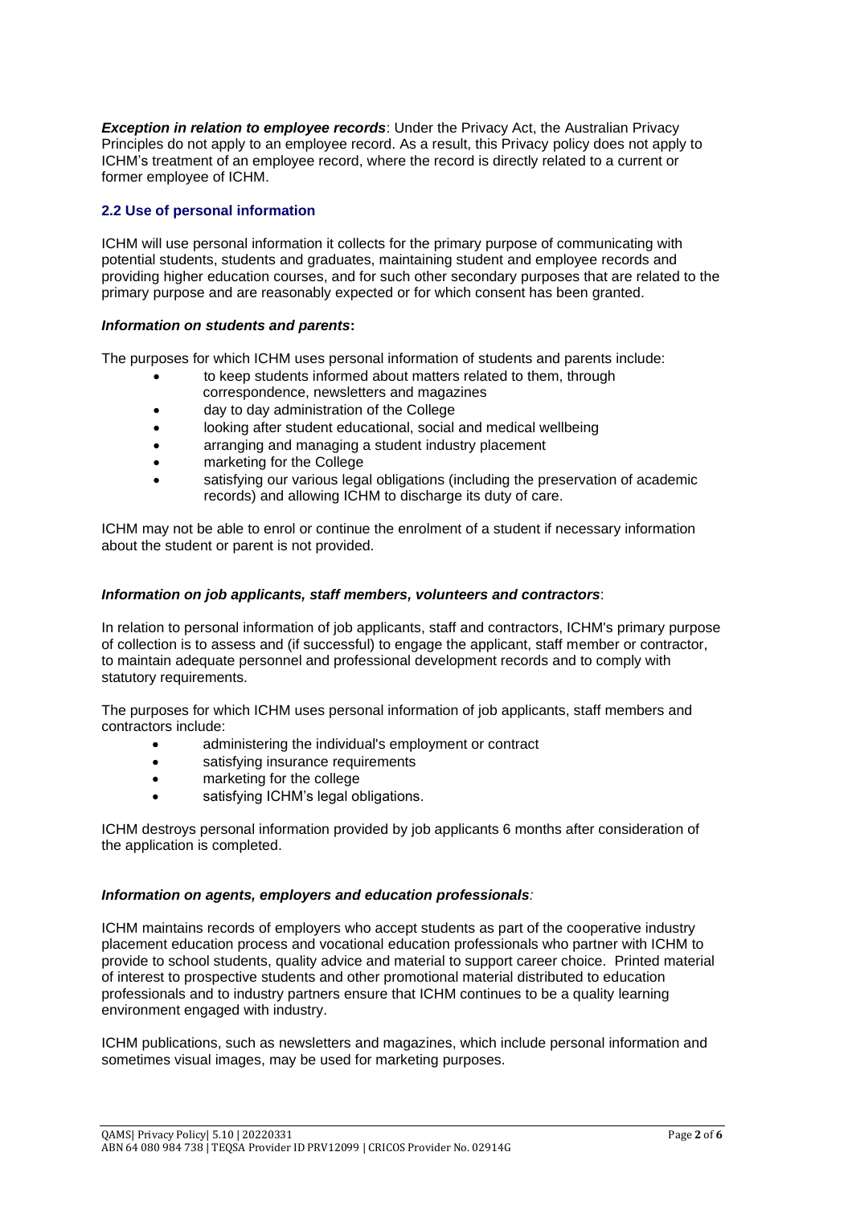***Exception in relation to employee records***: Under the Privacy Act, the Australian Privacy Principles do not apply to an employee record. As a result, this Privacy policy does not apply to ICHM's treatment of an employee record, where the record is directly related to a current or former employee of ICHM.

### 2.2 Use of personal information

ICHM will use personal information it collects for the primary purpose of communicating with potential students, students and graduates, maintaining student and employee records and providing higher education courses, and for such other secondary purposes that are related to the primary purpose and are reasonably expected or for which consent has been granted.

***Information on students and parents*:**

The purposes for which ICHM uses personal information of students and parents include:

- to keep students informed about matters related to them, through correspondence, newsletters and magazines
- day to day administration of the College
- looking after student educational, social and medical wellbeing
- arranging and managing a student industry placement
- marketing for the College
- satisfying our various legal obligations (including the preservation of academic records) and allowing ICHM to discharge its duty of care.

ICHM may not be able to enrol or continue the enrolment of a student if necessary information about the student or parent is not provided.

***Information on job applicants, staff members, volunteers and contractors***:

In relation to personal information of job applicants, staff and contractors, ICHM's primary purpose of collection is to assess and (if successful) to engage the applicant, staff member or contractor, to maintain adequate personnel and professional development records and to comply with statutory requirements.

The purposes for which ICHM uses personal information of job applicants, staff members and contractors include:

- administering the individual's employment or contract
- satisfying insurance requirements
- marketing for the college
- satisfying ICHM's legal obligations.

ICHM destroys personal information provided by job applicants 6 months after consideration of the application is completed.

***Information on agents, employers and education professionals*:**

ICHM maintains records of employers who accept students as part of the cooperative industry placement education process and vocational education professionals who partner with ICHM to provide to school students, quality advice and material to support career choice. Printed material of interest to prospective students and other promotional material distributed to education professionals and to industry partners ensure that ICHM continues to be a quality learning environment engaged with industry.

ICHM publications, such as newsletters and magazines, which include personal information and sometimes visual images, may be used for marketing purposes.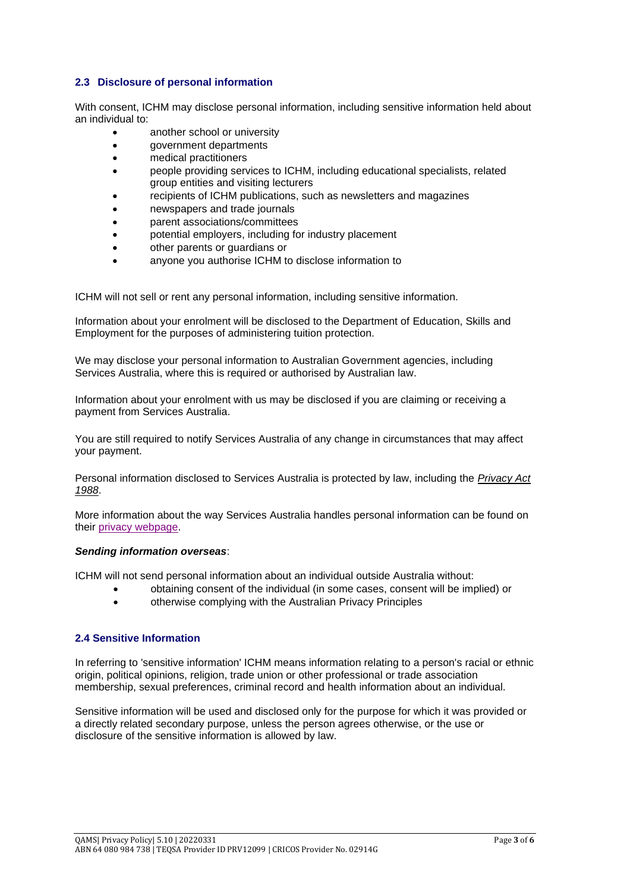### 2.3 Disclosure of personal information

With consent, ICHM may disclose personal information, including sensitive information held about an individual to:

- another school or university
- government departments
- medical practitioners
- people providing services to ICHM, including educational specialists, related group entities and visiting lecturers
- recipients of ICHM publications, such as newsletters and magazines
- newspapers and trade journals
- parent associations/committees
- potential employers, including for industry placement
- other parents or guardians or
- anyone you authorise ICHM to disclose information to

ICHM will not sell or rent any personal information, including sensitive information.

Information about your enrolment will be disclosed to the Department of Education, Skills and Employment for the purposes of administering tuition protection.

We may disclose your personal information to Australian Government agencies, including Services Australia, where this is required or authorised by Australian law.

Information about your enrolment with us may be disclosed if you are claiming or receiving a payment from Services Australia.

You are still required to notify Services Australia of any change in circumstances that may affect your payment.

Personal information disclosed to Services Australia is protected by law, including the *Privacy Act 1988*.

More information about the way Services Australia handles personal information can be found on their privacy webpage.

***Sending information overseas***:

ICHM will not send personal information about an individual outside Australia without:

- obtaining consent of the individual (in some cases, consent will be implied) or
- otherwise complying with the Australian Privacy Principles

### 2.4 Sensitive Information

In referring to 'sensitive information' ICHM means information relating to a person's racial or ethnic origin, political opinions, religion, trade union or other professional or trade association membership, sexual preferences, criminal record and health information about an individual.

Sensitive information will be used and disclosed only for the purpose for which it was provided or a directly related secondary purpose, unless the person agrees otherwise, or the use or disclosure of the sensitive information is allowed by law.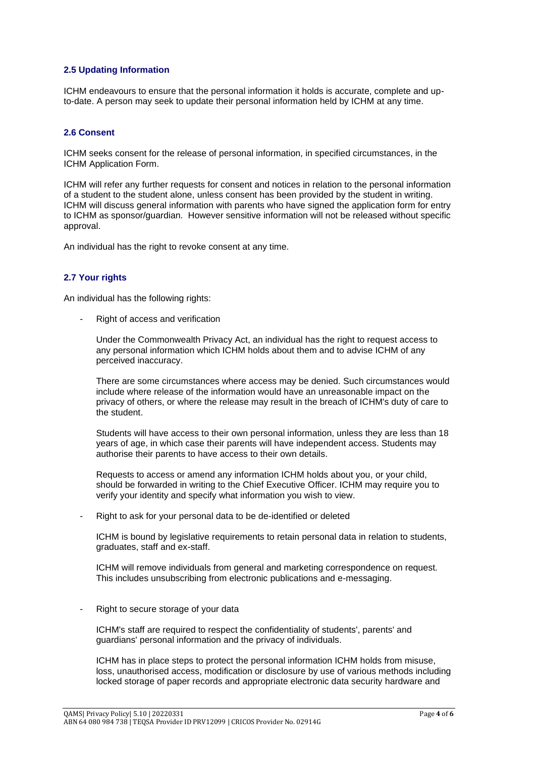### 2.5 Updating Information

ICHM endeavours to ensure that the personal information it holds is accurate, complete and up-to-date. A person may seek to update their personal information held by ICHM at any time.

### 2.6 Consent

ICHM seeks consent for the release of personal information, in specified circumstances, in the ICHM Application Form.

ICHM will refer any further requests for consent and notices in relation to the personal information of a student to the student alone, unless consent has been provided by the student in writing. ICHM will discuss general information with parents who have signed the application form for entry to ICHM as sponsor/guardian. However sensitive information will not be released without specific approval.

An individual has the right to revoke consent at any time.

### 2.7 Your rights

An individual has the following rights:

- Right of access and verification

  Under the Commonwealth Privacy Act, an individual has the right to request access to any personal information which ICHM holds about them and to advise ICHM of any perceived inaccuracy.

  There are some circumstances where access may be denied. Such circumstances would include where release of the information would have an unreasonable impact on the privacy of others, or where the release may result in the breach of ICHM's duty of care to the student.

  Students will have access to their own personal information, unless they are less than 18 years of age, in which case their parents will have independent access. Students may authorise their parents to have access to their own details.

  Requests to access or amend any information ICHM holds about you, or your child, should be forwarded in writing to the Chief Executive Officer. ICHM may require you to verify your identity and specify what information you wish to view.

- Right to ask for your personal data to be de-identified or deleted

  ICHM is bound by legislative requirements to retain personal data in relation to students, graduates, staff and ex-staff.

  ICHM will remove individuals from general and marketing correspondence on request. This includes unsubscribing from electronic publications and e-messaging.

- Right to secure storage of your data

  ICHM's staff are required to respect the confidentiality of students', parents' and guardians' personal information and the privacy of individuals.

  ICHM has in place steps to protect the personal information ICHM holds from misuse, loss, unauthorised access, modification or disclosure by use of various methods including locked storage of paper records and appropriate electronic data security hardware and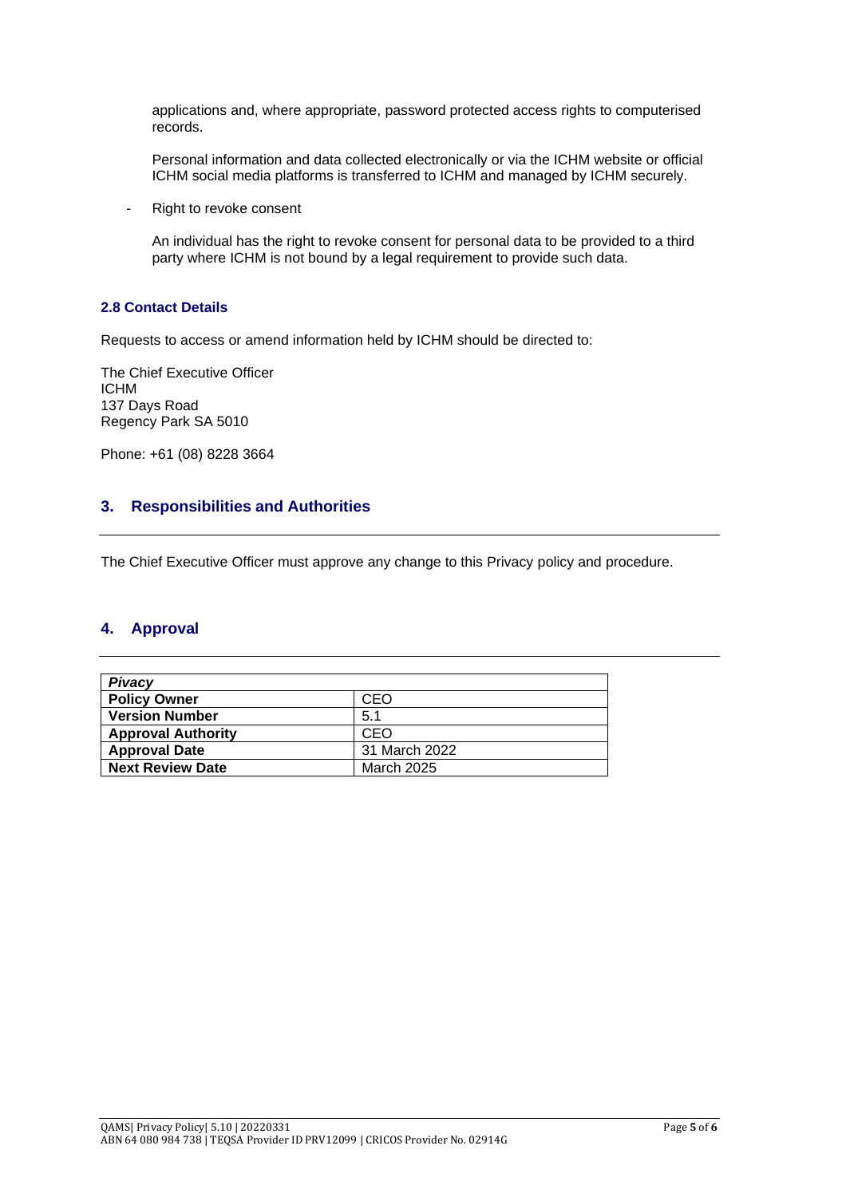applications and, where appropriate, password protected access rights to computerised records.

Personal information and data collected electronically or via the ICHM website or official ICHM social media platforms is transferred to ICHM and managed by ICHM securely.

- Right to revoke consent

  An individual has the right to revoke consent for personal data to be provided to a third party where ICHM is not bound by a legal requirement to provide such data.

### 2.8 Contact Details

Requests to access or amend information held by ICHM should be directed to:

The Chief Executive Officer
ICHM
137 Days Road
Regency Park SA 5010

Phone: +61 (08) 8228 3664

## 3. Responsibilities and Authorities

The Chief Executive Officer must approve any change to this Privacy policy and procedure.

## 4. Approval

| ***Pivacy*** | |
|---|---|
| **Policy Owner** | CEO |
| **Version Number** | 5.1 |
| **Approval Authority** | CEO |
| **Approval Date** | 31 March 2022 |
| **Next Review Date** | March 2025 |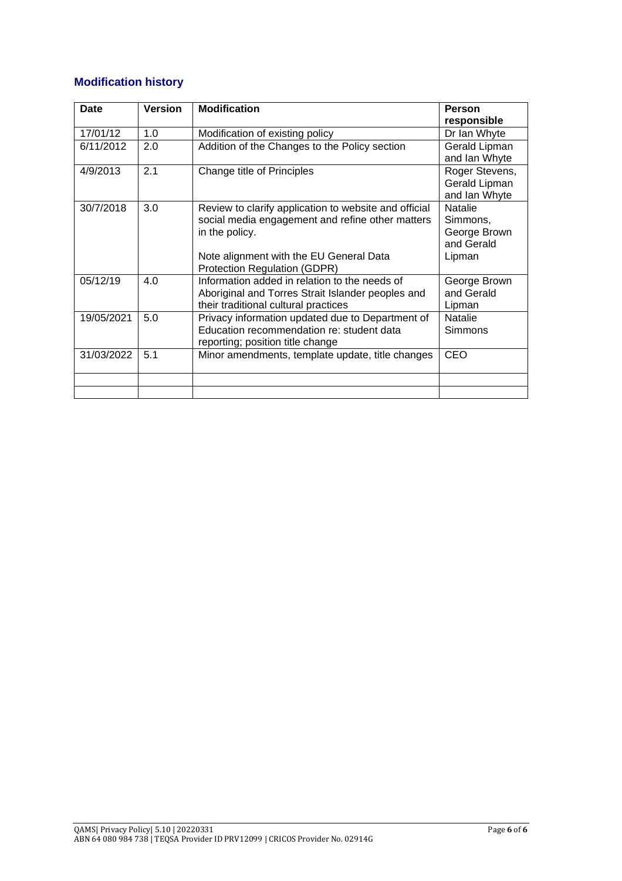## Modification history

| Date | Version | Modification | Person responsible |
|---|---|---|---|
| 17/01/12 | 1.0 | Modification of existing policy | Dr Ian Whyte |
| 6/11/2012 | 2.0 | Addition of the Changes to the Policy section | Gerald Lipman and Ian Whyte |
| 4/9/2013 | 2.1 | Change title of Principles | Roger Stevens, Gerald Lipman and Ian Whyte |
| 30/7/2018 | 3.0 | Review to clarify application to website and official social media engagement and refine other matters in the policy.<br><br>Note alignment with the EU General Data Protection Regulation (GDPR) | Natalie Simmons, George Brown and Gerald Lipman |
| 05/12/19 | 4.0 | Information added in relation to the needs of Aboriginal and Torres Strait Islander peoples and their traditional cultural practices | George Brown and Gerald Lipman |
| 19/05/2021 | 5.0 | Privacy information updated due to Department of Education recommendation re: student data reporting; position title change | Natalie Simmons |
| 31/03/2022 | 5.1 | Minor amendments, template update, title changes | CEO |
| | | | |
| | | | |